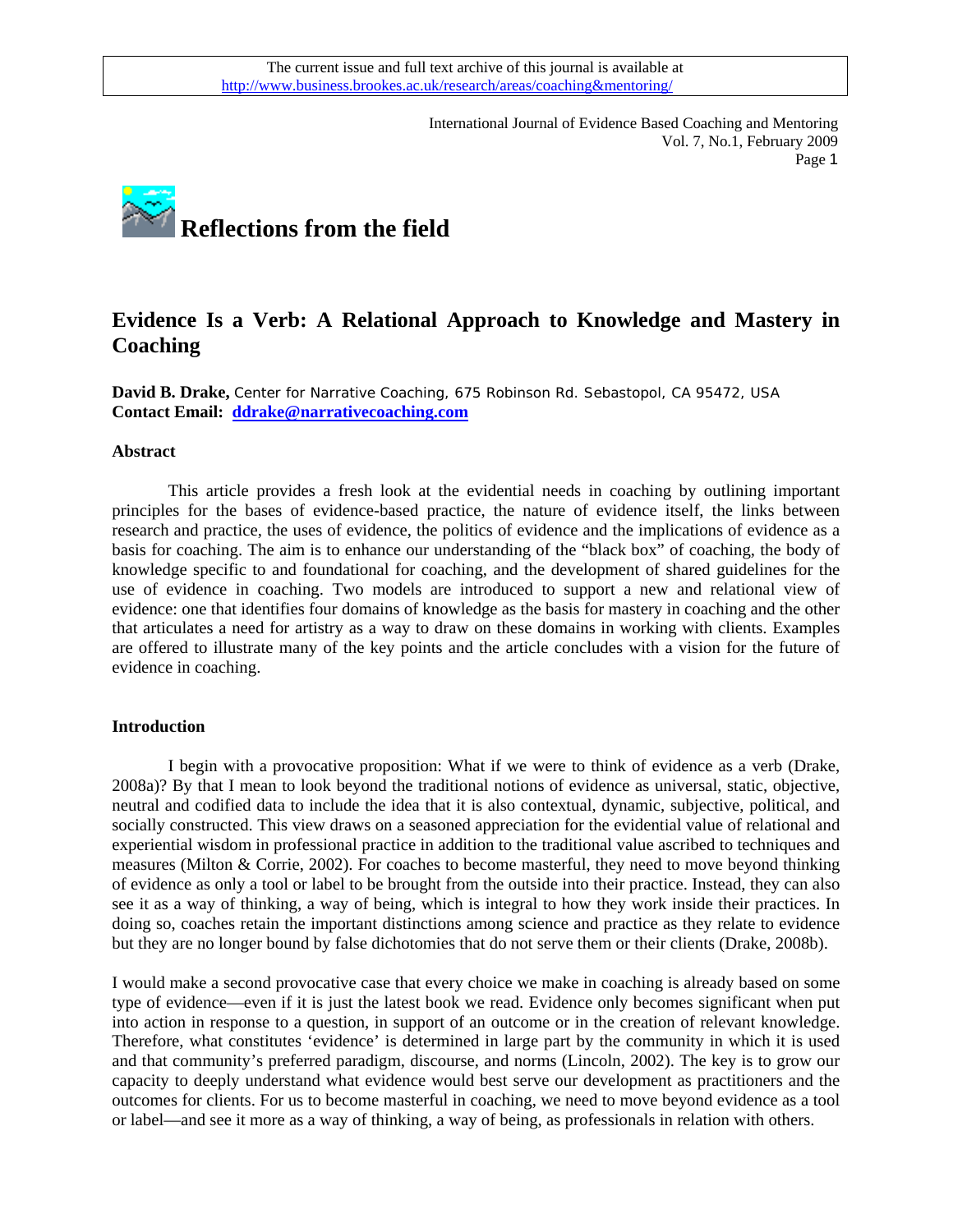The current issue and full text archive of this journal is available at http://www.business.brookes.ac.uk/research/areas/coaching&mentoring/

# Reflections from the field

## Evidence Is a Verb: A Relational Approach to Knowledge and Mastery in Coaching

**David B. Drake,** Center for Narrative Coaching, 675 Robinson Rd. Sebastopol, CA 95472, USA
**Contact Email: ddrake@narrativecoaching.com**

### Abstract

This article provides a fresh look at the evidential needs in coaching by outlining important principles for the bases of evidence-based practice, the nature of evidence itself, the links between research and practice, the uses of evidence, the politics of evidence and the implications of evidence as a basis for coaching. The aim is to enhance our understanding of the "black box" of coaching, the body of knowledge specific to and foundational for coaching, and the development of shared guidelines for the use of evidence in coaching. Two models are introduced to support a new and relational view of evidence: one that identifies four domains of knowledge as the basis for mastery in coaching and the other that articulates a need for artistry as a way to draw on these domains in working with clients. Examples are offered to illustrate many of the key points and the article concludes with a vision for the future of evidence in coaching.

### Introduction

I begin with a provocative proposition: What if we were to think of evidence as a verb (Drake, 2008a)? By that I mean to look beyond the traditional notions of evidence as universal, static, objective, neutral and codified data to include the idea that it is also contextual, dynamic, subjective, political, and socially constructed. This view draws on a seasoned appreciation for the evidential value of relational and experiential wisdom in professional practice in addition to the traditional value ascribed to techniques and measures (Milton & Corrie, 2002). For coaches to become masterful, they need to move beyond thinking of evidence as only a tool or label to be brought from the outside into their practice. Instead, they can also see it as a way of thinking, a way of being, which is integral to how they work inside their practices. In doing so, coaches retain the important distinctions among science and practice as they relate to evidence but they are no longer bound by false dichotomies that do not serve them or their clients (Drake, 2008b).

I would make a second provocative case that every choice we make in coaching is already based on some type of evidence—even if it is just the latest book we read. Evidence only becomes significant when put into action in response to a question, in support of an outcome or in the creation of relevant knowledge. Therefore, what constitutes 'evidence' is determined in large part by the community in which it is used and that community's preferred paradigm, discourse, and norms (Lincoln, 2002). The key is to grow our capacity to deeply understand what evidence would best serve our development as practitioners and the outcomes for clients. For us to become masterful in coaching, we need to move beyond evidence as a tool or label—and see it more as a way of thinking, a way of being, as professionals in relation with others.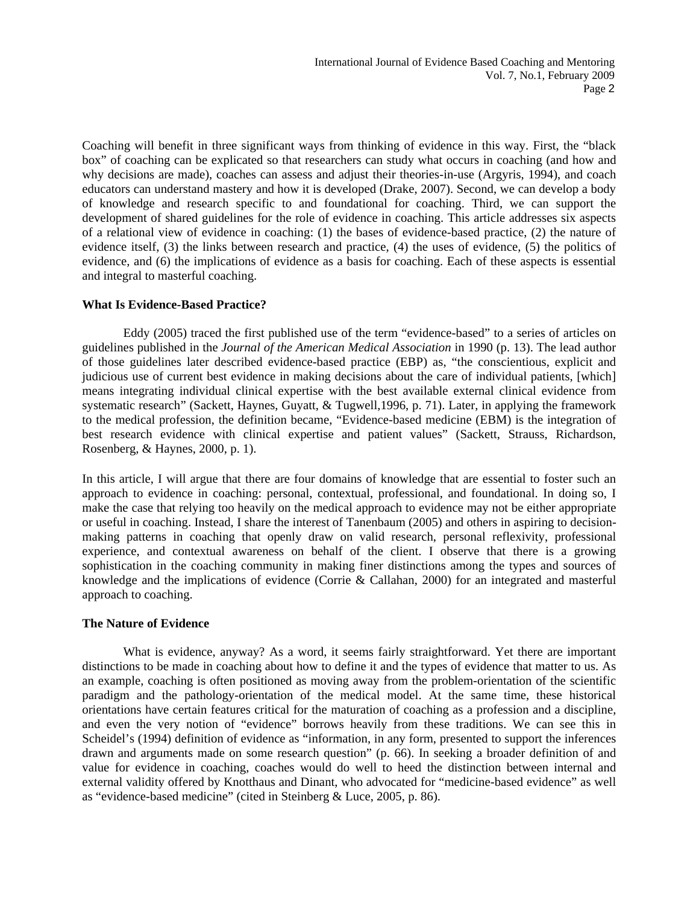Coaching will benefit in three significant ways from thinking of evidence in this way. First, the "black box" of coaching can be explicated so that researchers can study what occurs in coaching (and how and why decisions are made), coaches can assess and adjust their theories-in-use (Argyris, 1994), and coach educators can understand mastery and how it is developed (Drake, 2007). Second, we can develop a body of knowledge and research specific to and foundational for coaching. Third, we can support the development of shared guidelines for the role of evidence in coaching. This article addresses six aspects of a relational view of evidence in coaching: (1) the bases of evidence-based practice, (2) the nature of evidence itself, (3) the links between research and practice, (4) the uses of evidence, (5) the politics of evidence, and (6) the implications of evidence as a basis for coaching. Each of these aspects is essential and integral to masterful coaching.

### What Is Evidence-Based Practice?

Eddy (2005) traced the first published use of the term "evidence-based" to a series of articles on guidelines published in the *Journal of the American Medical Association* in 1990 (p. 13). The lead author of those guidelines later described evidence-based practice (EBP) as, "the conscientious, explicit and judicious use of current best evidence in making decisions about the care of individual patients, [which] means integrating individual clinical expertise with the best available external clinical evidence from systematic research" (Sackett, Haynes, Guyatt, & Tugwell,1996, p. 71). Later, in applying the framework to the medical profession, the definition became, "Evidence-based medicine (EBM) is the integration of best research evidence with clinical expertise and patient values" (Sackett, Strauss, Richardson, Rosenberg, & Haynes, 2000, p. 1).

In this article, I will argue that there are four domains of knowledge that are essential to foster such an approach to evidence in coaching: personal, contextual, professional, and foundational. In doing so, I make the case that relying too heavily on the medical approach to evidence may not be either appropriate or useful in coaching. Instead, I share the interest of Tanenbaum (2005) and others in aspiring to decision-making patterns in coaching that openly draw on valid research, personal reflexivity, professional experience, and contextual awareness on behalf of the client. I observe that there is a growing sophistication in the coaching community in making finer distinctions among the types and sources of knowledge and the implications of evidence (Corrie & Callahan, 2000) for an integrated and masterful approach to coaching.

### The Nature of Evidence

What is evidence, anyway? As a word, it seems fairly straightforward. Yet there are important distinctions to be made in coaching about how to define it and the types of evidence that matter to us. As an example, coaching is often positioned as moving away from the problem-orientation of the scientific paradigm and the pathology-orientation of the medical model. At the same time, these historical orientations have certain features critical for the maturation of coaching as a profession and a discipline, and even the very notion of "evidence" borrows heavily from these traditions. We can see this in Scheidel's (1994) definition of evidence as "information, in any form, presented to support the inferences drawn and arguments made on some research question" (p. 66). In seeking a broader definition of and value for evidence in coaching, coaches would do well to heed the distinction between internal and external validity offered by Knotthaus and Dinant, who advocated for "medicine-based evidence" as well as "evidence-based medicine" (cited in Steinberg & Luce, 2005, p. 86).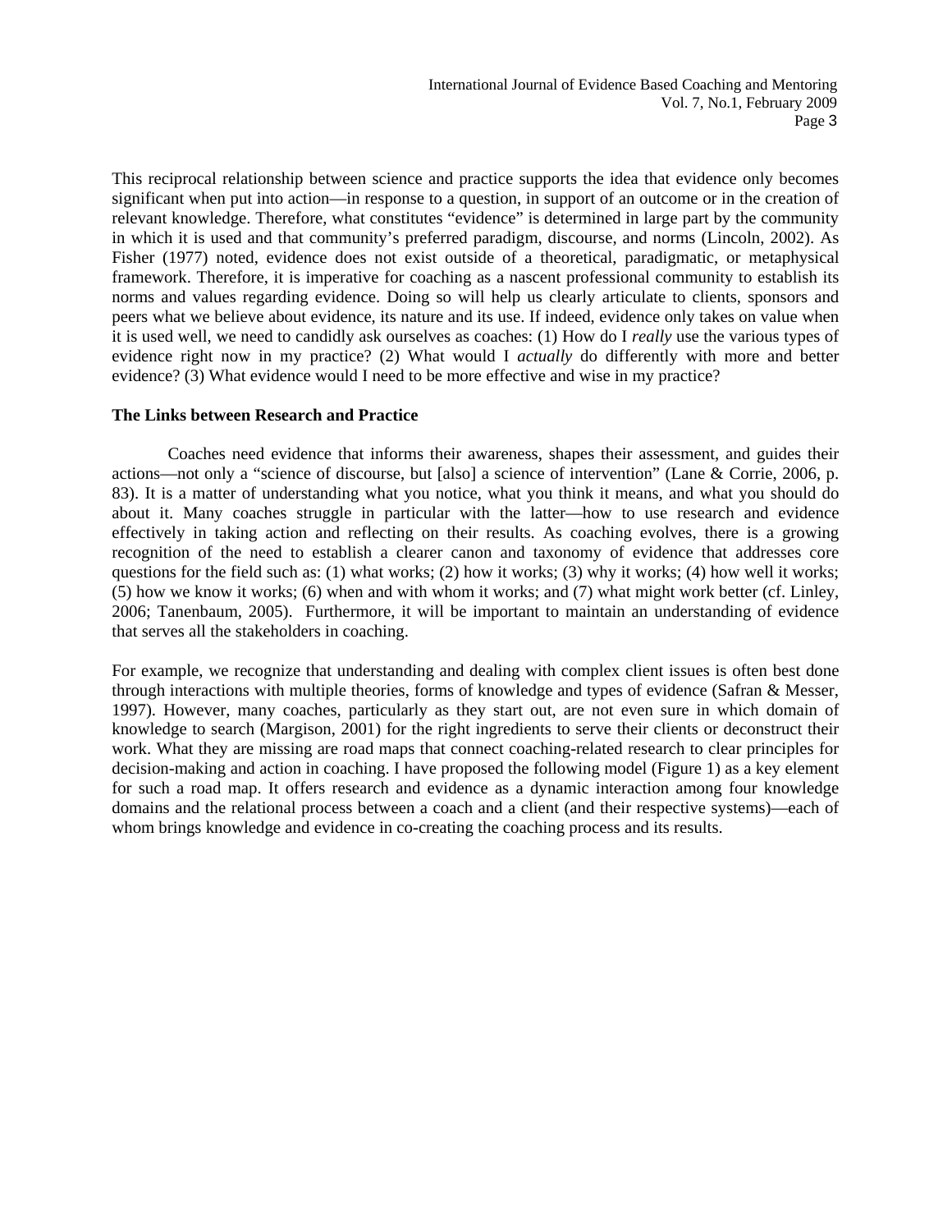This reciprocal relationship between science and practice supports the idea that evidence only becomes significant when put into action—in response to a question, in support of an outcome or in the creation of relevant knowledge. Therefore, what constitutes "evidence" is determined in large part by the community in which it is used and that community's preferred paradigm, discourse, and norms (Lincoln, 2002). As Fisher (1977) noted, evidence does not exist outside of a theoretical, paradigmatic, or metaphysical framework. Therefore, it is imperative for coaching as a nascent professional community to establish its norms and values regarding evidence. Doing so will help us clearly articulate to clients, sponsors and peers what we believe about evidence, its nature and its use. If indeed, evidence only takes on value when it is used well, we need to candidly ask ourselves as coaches: (1) How do I *really* use the various types of evidence right now in my practice? (2) What would I *actually* do differently with more and better evidence? (3) What evidence would I need to be more effective and wise in my practice?

**The Links between Research and Practice**

Coaches need evidence that informs their awareness, shapes their assessment, and guides their actions—not only a "science of discourse, but [also] a science of intervention" (Lane & Corrie, 2006, p. 83). It is a matter of understanding what you notice, what you think it means, and what you should do about it. Many coaches struggle in particular with the latter—how to use research and evidence effectively in taking action and reflecting on their results. As coaching evolves, there is a growing recognition of the need to establish a clearer canon and taxonomy of evidence that addresses core questions for the field such as: (1) what works; (2) how it works; (3) why it works; (4) how well it works; (5) how we know it works; (6) when and with whom it works; and (7) what might work better (cf. Linley, 2006; Tanenbaum, 2005). Furthermore, it will be important to maintain an understanding of evidence that serves all the stakeholders in coaching.

For example, we recognize that understanding and dealing with complex client issues is often best done through interactions with multiple theories, forms of knowledge and types of evidence (Safran & Messer, 1997). However, many coaches, particularly as they start out, are not even sure in which domain of knowledge to search (Margison, 2001) for the right ingredients to serve their clients or deconstruct their work. What they are missing are road maps that connect coaching-related research to clear principles for decision-making and action in coaching. I have proposed the following model (Figure 1) as a key element for such a road map. It offers research and evidence as a dynamic interaction among four knowledge domains and the relational process between a coach and a client (and their respective systems)—each of whom brings knowledge and evidence in co-creating the coaching process and its results.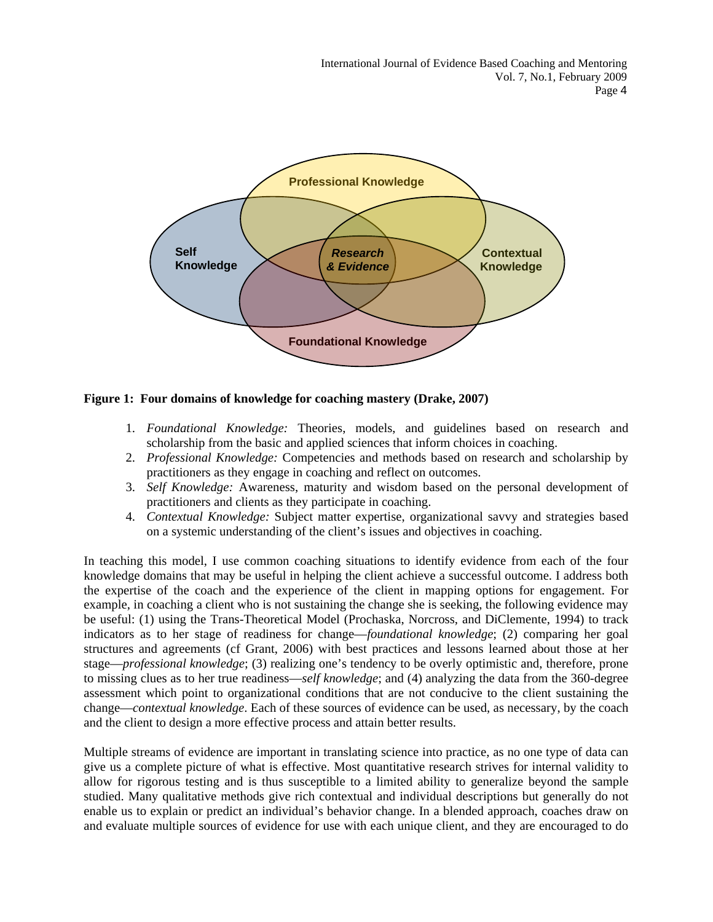**Figure 1: Four domains of knowledge for coaching mastery (Drake, 2007)**

1. *Foundational Knowledge:* Theories, models, and guidelines based on research and scholarship from the basic and applied sciences that inform choices in coaching.
2. *Professional Knowledge:* Competencies and methods based on research and scholarship by practitioners as they engage in coaching and reflect on outcomes.
3. *Self Knowledge:* Awareness, maturity and wisdom based on the personal development of practitioners and clients as they participate in coaching.
4. *Contextual Knowledge:* Subject matter expertise, organizational savvy and strategies based on a systemic understanding of the client's issues and objectives in coaching.

In teaching this model, I use common coaching situations to identify evidence from each of the four knowledge domains that may be useful in helping the client achieve a successful outcome. I address both the expertise of the coach and the experience of the client in mapping options for engagement. For example, in coaching a client who is not sustaining the change she is seeking, the following evidence may be useful: (1) using the Trans-Theoretical Model (Prochaska, Norcross, and DiClemente, 1994) to track indicators as to her stage of readiness for change—*foundational knowledge*; (2) comparing her goal structures and agreements (cf Grant, 2006) with best practices and lessons learned about those at her stage—*professional knowledge*; (3) realizing one's tendency to be overly optimistic and, therefore, prone to missing clues as to her true readiness—*self knowledge*; and (4) analyzing the data from the 360-degree assessment which point to organizational conditions that are not conducive to the client sustaining the change—*contextual knowledge*. Each of these sources of evidence can be used, as necessary, by the coach and the client to design a more effective process and attain better results.

Multiple streams of evidence are important in translating science into practice, as no one type of data can give us a complete picture of what is effective. Most quantitative research strives for internal validity to allow for rigorous testing and is thus susceptible to a limited ability to generalize beyond the sample studied. Many qualitative methods give rich contextual and individual descriptions but generally do not enable us to explain or predict an individual's behavior change. In a blended approach, coaches draw on and evaluate multiple sources of evidence for use with each unique client, and they are encouraged to do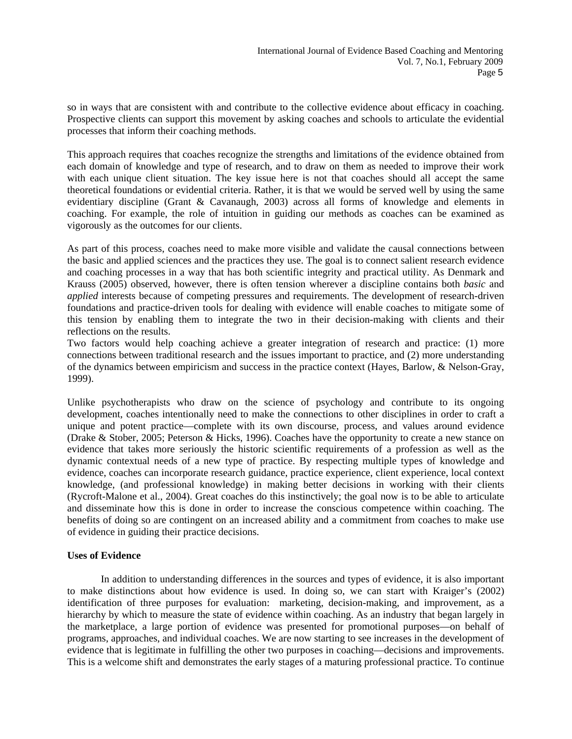so in ways that are consistent with and contribute to the collective evidence about efficacy in coaching. Prospective clients can support this movement by asking coaches and schools to articulate the evidential processes that inform their coaching methods.

This approach requires that coaches recognize the strengths and limitations of the evidence obtained from each domain of knowledge and type of research, and to draw on them as needed to improve their work with each unique client situation. The key issue here is not that coaches should all accept the same theoretical foundations or evidential criteria. Rather, it is that we would be served well by using the same evidentiary discipline (Grant & Cavanaugh, 2003) across all forms of knowledge and elements in coaching. For example, the role of intuition in guiding our methods as coaches can be examined as vigorously as the outcomes for our clients.

As part of this process, coaches need to make more visible and validate the causal connections between the basic and applied sciences and the practices they use. The goal is to connect salient research evidence and coaching processes in a way that has both scientific integrity and practical utility. As Denmark and Krauss (2005) observed, however, there is often tension wherever a discipline contains both *basic* and *applied* interests because of competing pressures and requirements. The development of research-driven foundations and practice-driven tools for dealing with evidence will enable coaches to mitigate some of this tension by enabling them to integrate the two in their decision-making with clients and their reflections on the results.

Two factors would help coaching achieve a greater integration of research and practice: (1) more connections between traditional research and the issues important to practice, and (2) more understanding of the dynamics between empiricism and success in the practice context (Hayes, Barlow, & Nelson-Gray, 1999).

Unlike psychotherapists who draw on the science of psychology and contribute to its ongoing development, coaches intentionally need to make the connections to other disciplines in order to craft a unique and potent practice—complete with its own discourse, process, and values around evidence (Drake & Stober, 2005; Peterson & Hicks, 1996). Coaches have the opportunity to create a new stance on evidence that takes more seriously the historic scientific requirements of a profession as well as the dynamic contextual needs of a new type of practice. By respecting multiple types of knowledge and evidence, coaches can incorporate research guidance, practice experience, client experience, local context knowledge, (and professional knowledge) in making better decisions in working with their clients (Rycroft-Malone et al., 2004). Great coaches do this instinctively; the goal now is to be able to articulate and disseminate how this is done in order to increase the conscious competence within coaching. The benefits of doing so are contingent on an increased ability and a commitment from coaches to make use of evidence in guiding their practice decisions.

**Uses of Evidence**

In addition to understanding differences in the sources and types of evidence, it is also important to make distinctions about how evidence is used. In doing so, we can start with Kraiger's (2002) identification of three purposes for evaluation: marketing, decision-making, and improvement, as a hierarchy by which to measure the state of evidence within coaching. As an industry that began largely in the marketplace, a large portion of evidence was presented for promotional purposes—on behalf of programs, approaches, and individual coaches. We are now starting to see increases in the development of evidence that is legitimate in fulfilling the other two purposes in coaching—decisions and improvements. This is a welcome shift and demonstrates the early stages of a maturing professional practice. To continue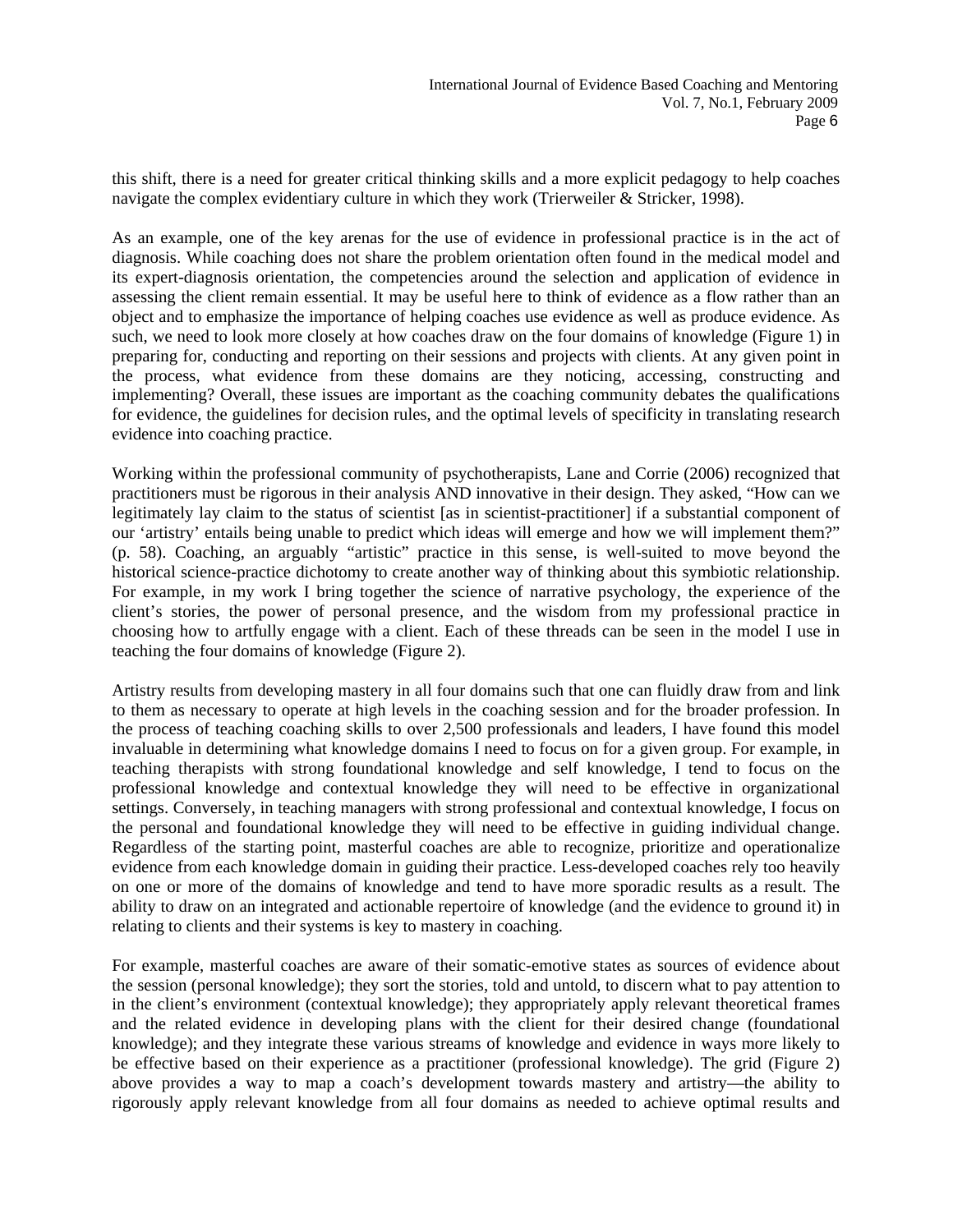this shift, there is a need for greater critical thinking skills and a more explicit pedagogy to help coaches navigate the complex evidentiary culture in which they work (Trierweiler & Stricker, 1998).

As an example, one of the key arenas for the use of evidence in professional practice is in the act of diagnosis. While coaching does not share the problem orientation often found in the medical model and its expert-diagnosis orientation, the competencies around the selection and application of evidence in assessing the client remain essential. It may be useful here to think of evidence as a flow rather than an object and to emphasize the importance of helping coaches use evidence as well as produce evidence. As such, we need to look more closely at how coaches draw on the four domains of knowledge (Figure 1) in preparing for, conducting and reporting on their sessions and projects with clients. At any given point in the process, what evidence from these domains are they noticing, accessing, constructing and implementing? Overall, these issues are important as the coaching community debates the qualifications for evidence, the guidelines for decision rules, and the optimal levels of specificity in translating research evidence into coaching practice.

Working within the professional community of psychotherapists, Lane and Corrie (2006) recognized that practitioners must be rigorous in their analysis AND innovative in their design. They asked, “How can we legitimately lay claim to the status of scientist [as in scientist-practitioner] if a substantial component of our ‘artistry’ entails being unable to predict which ideas will emerge and how we will implement them?” (p. 58). Coaching, an arguably “artistic” practice in this sense, is well-suited to move beyond the historical science-practice dichotomy to create another way of thinking about this symbiotic relationship. For example, in my work I bring together the science of narrative psychology, the experience of the client’s stories, the power of personal presence, and the wisdom from my professional practice in choosing how to artfully engage with a client. Each of these threads can be seen in the model I use in teaching the four domains of knowledge (Figure 2).

Artistry results from developing mastery in all four domains such that one can fluidly draw from and link to them as necessary to operate at high levels in the coaching session and for the broader profession. In the process of teaching coaching skills to over 2,500 professionals and leaders, I have found this model invaluable in determining what knowledge domains I need to focus on for a given group. For example, in teaching therapists with strong foundational knowledge and self knowledge, I tend to focus on the professional knowledge and contextual knowledge they will need to be effective in organizational settings. Conversely, in teaching managers with strong professional and contextual knowledge, I focus on the personal and foundational knowledge they will need to be effective in guiding individual change. Regardless of the starting point, masterful coaches are able to recognize, prioritize and operationalize evidence from each knowledge domain in guiding their practice. Less-developed coaches rely too heavily on one or more of the domains of knowledge and tend to have more sporadic results as a result. The ability to draw on an integrated and actionable repertoire of knowledge (and the evidence to ground it) in relating to clients and their systems is key to mastery in coaching.

For example, masterful coaches are aware of their somatic-emotive states as sources of evidence about the session (personal knowledge); they sort the stories, told and untold, to discern what to pay attention to in the client’s environment (contextual knowledge); they appropriately apply relevant theoretical frames and the related evidence in developing plans with the client for their desired change (foundational knowledge); and they integrate these various streams of knowledge and evidence in ways more likely to be effective based on their experience as a practitioner (professional knowledge). The grid (Figure 2) above provides a way to map a coach’s development towards mastery and artistry—the ability to rigorously apply relevant knowledge from all four domains as needed to achieve optimal results and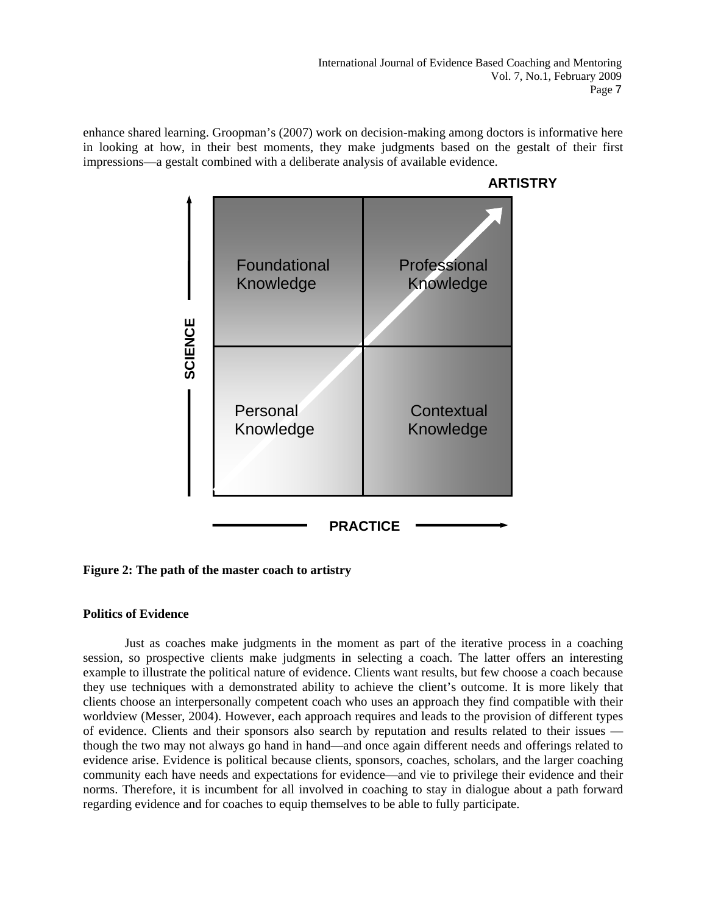enhance shared learning. Groopman's (2007) work on decision-making among doctors is informative here in looking at how, in their best moments, they make judgments based on the gestalt of their first impressions—a gestalt combined with a deliberate analysis of available evidence.

ARTISTRY

| | |
|---|---|
| Foundational Knowledge | Professional Knowledge |
| Personal Knowledge | Contextual Knowledge |

SCIENCE

PRACTICE

**Figure 2: The path of the master coach to artistry**

**Politics of Evidence**

Just as coaches make judgments in the moment as part of the iterative process in a coaching session, so prospective clients make judgments in selecting a coach. The latter offers an interesting example to illustrate the political nature of evidence. Clients want results, but few choose a coach because they use techniques with a demonstrated ability to achieve the client's outcome. It is more likely that clients choose an interpersonally competent coach who uses an approach they find compatible with their worldview (Messer, 2004). However, each approach requires and leads to the provision of different types of evidence. Clients and their sponsors also search by reputation and results related to their issues — though the two may not always go hand in hand—and once again different needs and offerings related to evidence arise. Evidence is political because clients, sponsors, coaches, scholars, and the larger coaching community each have needs and expectations for evidence—and vie to privilege their evidence and their norms. Therefore, it is incumbent for all involved in coaching to stay in dialogue about a path forward regarding evidence and for coaches to equip themselves to be able to fully participate.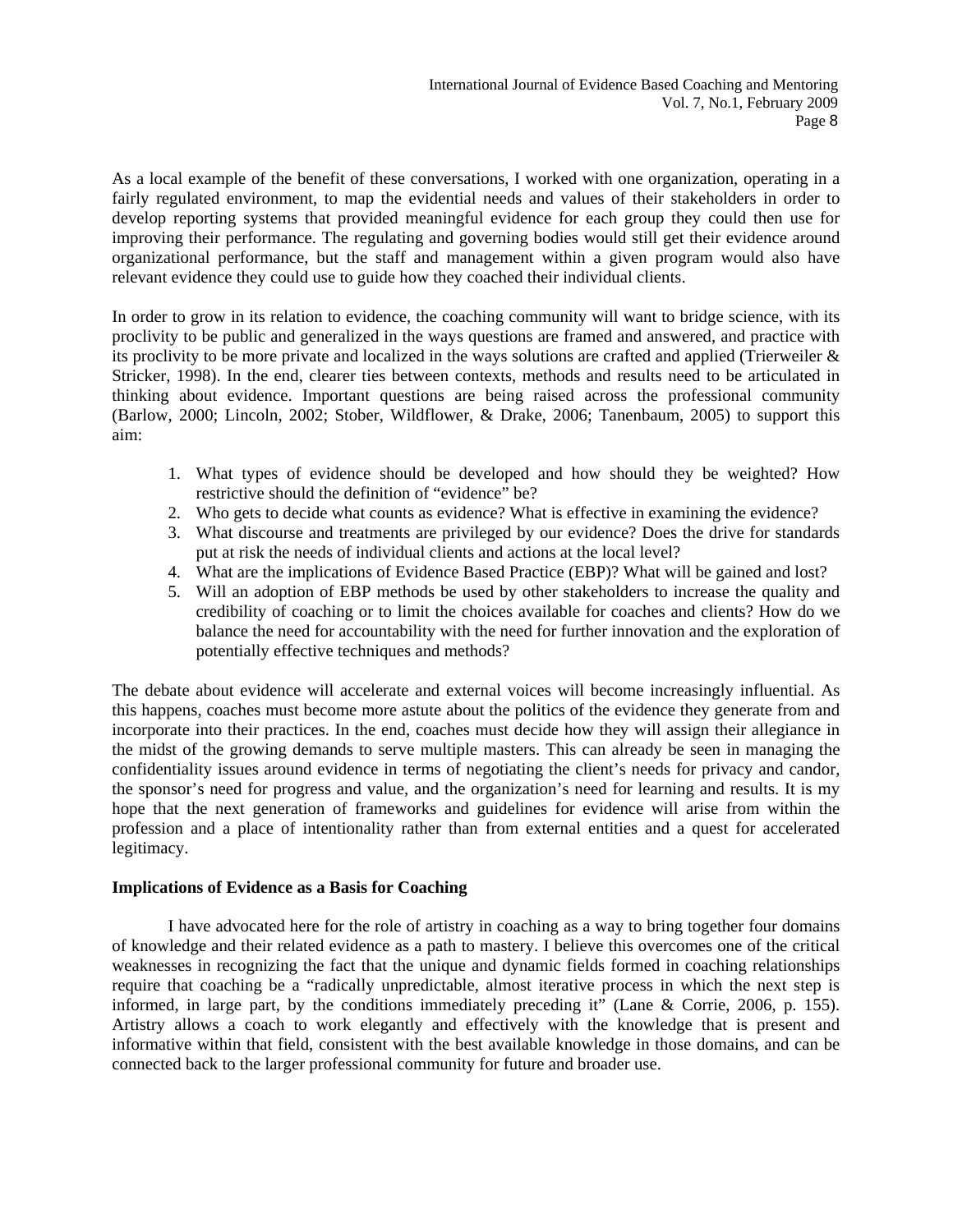As a local example of the benefit of these conversations, I worked with one organization, operating in a fairly regulated environment, to map the evidential needs and values of their stakeholders in order to develop reporting systems that provided meaningful evidence for each group they could then use for improving their performance. The regulating and governing bodies would still get their evidence around organizational performance, but the staff and management within a given program would also have relevant evidence they could use to guide how they coached their individual clients.

In order to grow in its relation to evidence, the coaching community will want to bridge science, with its proclivity to be public and generalized in the ways questions are framed and answered, and practice with its proclivity to be more private and localized in the ways solutions are crafted and applied (Trierweiler & Stricker, 1998). In the end, clearer ties between contexts, methods and results need to be articulated in thinking about evidence. Important questions are being raised across the professional community (Barlow, 2000; Lincoln, 2002; Stober, Wildflower, & Drake, 2006; Tanenbaum, 2005) to support this aim:

1. What types of evidence should be developed and how should they be weighted? How restrictive should the definition of "evidence" be?
2. Who gets to decide what counts as evidence? What is effective in examining the evidence?
3. What discourse and treatments are privileged by our evidence? Does the drive for standards put at risk the needs of individual clients and actions at the local level?
4. What are the implications of Evidence Based Practice (EBP)? What will be gained and lost?
5. Will an adoption of EBP methods be used by other stakeholders to increase the quality and credibility of coaching or to limit the choices available for coaches and clients? How do we balance the need for accountability with the need for further innovation and the exploration of potentially effective techniques and methods?

The debate about evidence will accelerate and external voices will become increasingly influential. As this happens, coaches must become more astute about the politics of the evidence they generate from and incorporate into their practices. In the end, coaches must decide how they will assign their allegiance in the midst of the growing demands to serve multiple masters. This can already be seen in managing the confidentiality issues around evidence in terms of negotiating the client's needs for privacy and candor, the sponsor's need for progress and value, and the organization's need for learning and results. It is my hope that the next generation of frameworks and guidelines for evidence will arise from within the profession and a place of intentionality rather than from external entities and a quest for accelerated legitimacy.

**Implications of Evidence as a Basis for Coaching**

I have advocated here for the role of artistry in coaching as a way to bring together four domains of knowledge and their related evidence as a path to mastery. I believe this overcomes one of the critical weaknesses in recognizing the fact that the unique and dynamic fields formed in coaching relationships require that coaching be a "radically unpredictable, almost iterative process in which the next step is informed, in large part, by the conditions immediately preceding it" (Lane & Corrie, 2006, p. 155). Artistry allows a coach to work elegantly and effectively with the knowledge that is present and informative within that field, consistent with the best available knowledge in those domains, and can be connected back to the larger professional community for future and broader use.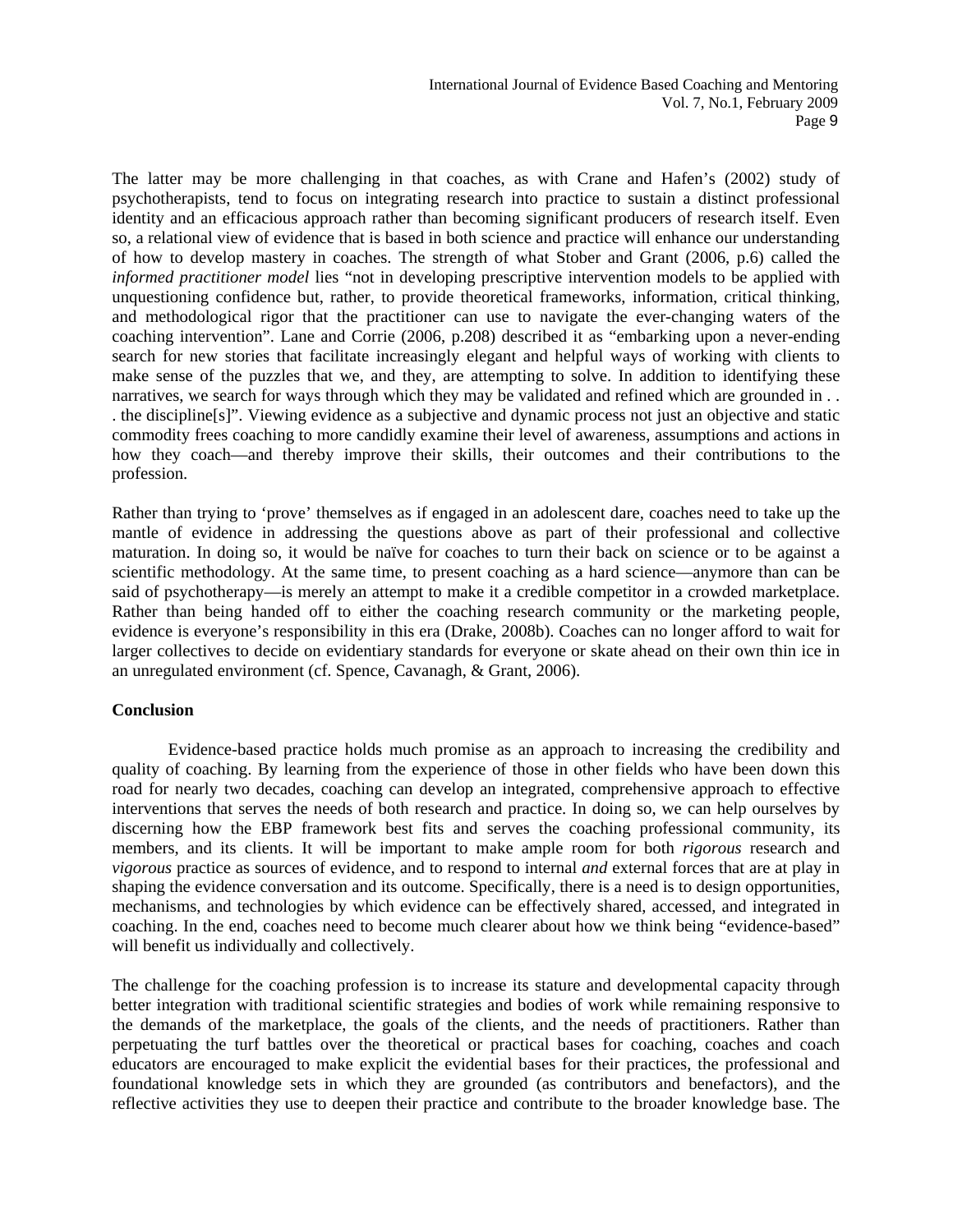The latter may be more challenging in that coaches, as with Crane and Hafen's (2002) study of psychotherapists, tend to focus on integrating research into practice to sustain a distinct professional identity and an efficacious approach rather than becoming significant producers of research itself. Even so, a relational view of evidence that is based in both science and practice will enhance our understanding of how to develop mastery in coaches. The strength of what Stober and Grant (2006, p.6) called the *informed practitioner model* lies "not in developing prescriptive intervention models to be applied with unquestioning confidence but, rather, to provide theoretical frameworks, information, critical thinking, and methodological rigor that the practitioner can use to navigate the ever-changing waters of the coaching intervention". Lane and Corrie (2006, p.208) described it as "embarking upon a never-ending search for new stories that facilitate increasingly elegant and helpful ways of working with clients to make sense of the puzzles that we, and they, are attempting to solve. In addition to identifying these narratives, we search for ways through which they may be validated and refined which are grounded in . . . the discipline[s]". Viewing evidence as a subjective and dynamic process not just an objective and static commodity frees coaching to more candidly examine their level of awareness, assumptions and actions in how they coach—and thereby improve their skills, their outcomes and their contributions to the profession.

Rather than trying to 'prove' themselves as if engaged in an adolescent dare, coaches need to take up the mantle of evidence in addressing the questions above as part of their professional and collective maturation. In doing so, it would be naïve for coaches to turn their back on science or to be against a scientific methodology. At the same time, to present coaching as a hard science—anymore than can be said of psychotherapy—is merely an attempt to make it a credible competitor in a crowded marketplace. Rather than being handed off to either the coaching research community or the marketing people, evidence is everyone's responsibility in this era (Drake, 2008b). Coaches can no longer afford to wait for larger collectives to decide on evidentiary standards for everyone or skate ahead on their own thin ice in an unregulated environment (cf. Spence, Cavanagh, & Grant, 2006).

**Conclusion**

Evidence-based practice holds much promise as an approach to increasing the credibility and quality of coaching. By learning from the experience of those in other fields who have been down this road for nearly two decades, coaching can develop an integrated, comprehensive approach to effective interventions that serves the needs of both research and practice. In doing so, we can help ourselves by discerning how the EBP framework best fits and serves the coaching professional community, its members, and its clients. It will be important to make ample room for both *rigorous* research and *vigorous* practice as sources of evidence, and to respond to internal *and* external forces that are at play in shaping the evidence conversation and its outcome. Specifically, there is a need is to design opportunities, mechanisms, and technologies by which evidence can be effectively shared, accessed, and integrated in coaching. In the end, coaches need to become much clearer about how we think being "evidence-based" will benefit us individually and collectively.

The challenge for the coaching profession is to increase its stature and developmental capacity through better integration with traditional scientific strategies and bodies of work while remaining responsive to the demands of the marketplace, the goals of the clients, and the needs of practitioners. Rather than perpetuating the turf battles over the theoretical or practical bases for coaching, coaches and coach educators are encouraged to make explicit the evidential bases for their practices, the professional and foundational knowledge sets in which they are grounded (as contributors and benefactors), and the reflective activities they use to deepen their practice and contribute to the broader knowledge base. The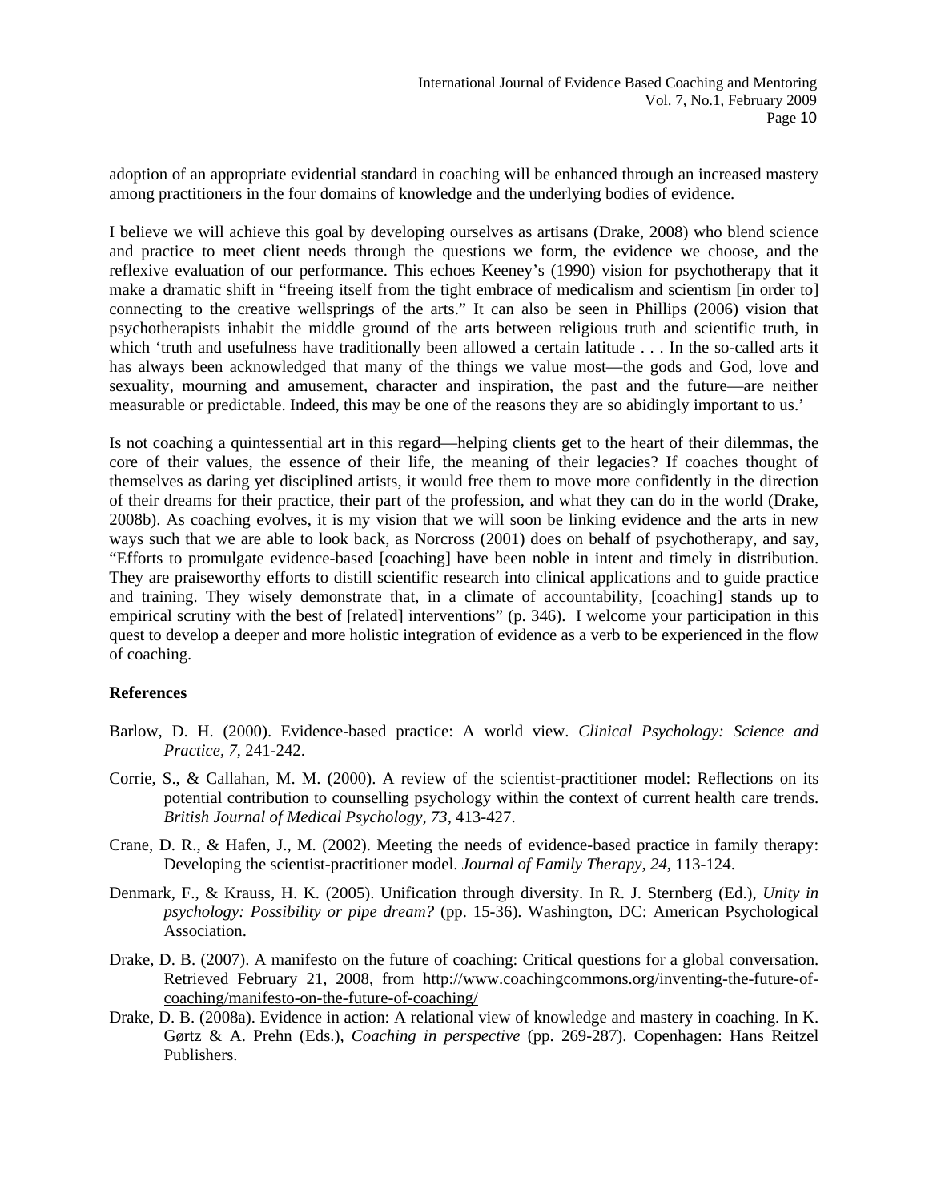adoption of an appropriate evidential standard in coaching will be enhanced through an increased mastery among practitioners in the four domains of knowledge and the underlying bodies of evidence.

I believe we will achieve this goal by developing ourselves as artisans (Drake, 2008) who blend science and practice to meet client needs through the questions we form, the evidence we choose, and the reflexive evaluation of our performance. This echoes Keeney's (1990) vision for psychotherapy that it make a dramatic shift in "freeing itself from the tight embrace of medicalism and scientism [in order to] connecting to the creative wellsprings of the arts." It can also be seen in Phillips (2006) vision that psychotherapists inhabit the middle ground of the arts between religious truth and scientific truth, in which 'truth and usefulness have traditionally been allowed a certain latitude . . . In the so-called arts it has always been acknowledged that many of the things we value most—the gods and God, love and sexuality, mourning and amusement, character and inspiration, the past and the future—are neither measurable or predictable. Indeed, this may be one of the reasons they are so abidingly important to us.'

Is not coaching a quintessential art in this regard—helping clients get to the heart of their dilemmas, the core of their values, the essence of their life, the meaning of their legacies? If coaches thought of themselves as daring yet disciplined artists, it would free them to move more confidently in the direction of their dreams for their practice, their part of the profession, and what they can do in the world (Drake, 2008b). As coaching evolves, it is my vision that we will soon be linking evidence and the arts in new ways such that we are able to look back, as Norcross (2001) does on behalf of psychotherapy, and say, "Efforts to promulgate evidence-based [coaching] have been noble in intent and timely in distribution. They are praiseworthy efforts to distill scientific research into clinical applications and to guide practice and training. They wisely demonstrate that, in a climate of accountability, [coaching] stands up to empirical scrutiny with the best of [related] interventions" (p. 346). I welcome your participation in this quest to develop a deeper and more holistic integration of evidence as a verb to be experienced in the flow of coaching.

**References**

Barlow, D. H. (2000). Evidence-based practice: A world view. *Clinical Psychology: Science and Practice, 7*, 241-242.

Corrie, S., & Callahan, M. M. (2000). A review of the scientist-practitioner model: Reflections on its potential contribution to counselling psychology within the context of current health care trends. *British Journal of Medical Psychology, 73*, 413-427.

Crane, D. R., & Hafen, J., M. (2002). Meeting the needs of evidence-based practice in family therapy: Developing the scientist-practitioner model. *Journal of Family Therapy, 24*, 113-124.

Denmark, F., & Krauss, H. K. (2005). Unification through diversity. In R. J. Sternberg (Ed.), *Unity in psychology: Possibility or pipe dream?* (pp. 15-36). Washington, DC: American Psychological Association.

Drake, D. B. (2007). A manifesto on the future of coaching: Critical questions for a global conversation. Retrieved February 21, 2008, from http://www.coachingcommons.org/inventing-the-future-of-coaching/manifesto-on-the-future-of-coaching/

Drake, D. B. (2008a). Evidence in action: A relational view of knowledge and mastery in coaching. In K. Gørtz & A. Prehn (Eds.), *Coaching in perspective* (pp. 269-287). Copenhagen: Hans Reitzel Publishers.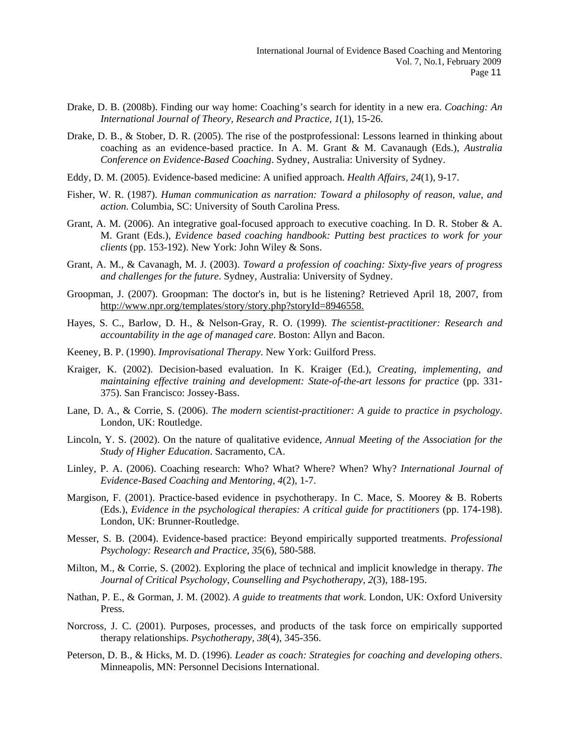Drake, D. B. (2008b). Finding our way home: Coaching's search for identity in a new era. *Coaching: An International Journal of Theory, Research and Practice, 1*(1), 15-26.

Drake, D. B., & Stober, D. R. (2005). The rise of the postprofessional: Lessons learned in thinking about coaching as an evidence-based practice. In A. M. Grant & M. Cavanaugh (Eds.), *Australia Conference on Evidence-Based Coaching*. Sydney, Australia: University of Sydney.

Eddy, D. M. (2005). Evidence-based medicine: A unified approach. *Health Affairs, 24*(1), 9-17.

Fisher, W. R. (1987). *Human communication as narration: Toward a philosophy of reason, value, and action*. Columbia, SC: University of South Carolina Press.

Grant, A. M. (2006). An integrative goal-focused approach to executive coaching. In D. R. Stober & A. M. Grant (Eds.), *Evidence based coaching handbook: Putting best practices to work for your clients* (pp. 153-192). New York: John Wiley & Sons.

Grant, A. M., & Cavanagh, M. J. (2003). *Toward a profession of coaching: Sixty-five years of progress and challenges for the future*. Sydney, Australia: University of Sydney.

Groopman, J. (2007). Groopman: The doctor's in, but is he listening? Retrieved April 18, 2007, from http://www.npr.org/templates/story/story.php?storyId=8946558.

Hayes, S. C., Barlow, D. H., & Nelson-Gray, R. O. (1999). *The scientist-practitioner: Research and accountability in the age of managed care*. Boston: Allyn and Bacon.

Keeney, B. P. (1990). *Improvisational Therapy*. New York: Guilford Press.

Kraiger, K. (2002). Decision-based evaluation. In K. Kraiger (Ed.), *Creating, implementing, and maintaining effective training and development: State-of-the-art lessons for practice* (pp. 331-375). San Francisco: Jossey-Bass.

Lane, D. A., & Corrie, S. (2006). *The modern scientist-practitioner: A guide to practice in psychology*. London, UK: Routledge.

Lincoln, Y. S. (2002). On the nature of qualitative evidence, *Annual Meeting of the Association for the Study of Higher Education*. Sacramento, CA.

Linley, P. A. (2006). Coaching research: Who? What? Where? When? Why? *International Journal of Evidence-Based Coaching and Mentoring, 4*(2), 1-7.

Margison, F. (2001). Practice-based evidence in psychotherapy. In C. Mace, S. Moorey & B. Roberts (Eds.), *Evidence in the psychological therapies: A critical guide for practitioners* (pp. 174-198). London, UK: Brunner-Routledge.

Messer, S. B. (2004). Evidence-based practice: Beyond empirically supported treatments. *Professional Psychology: Research and Practice, 35*(6), 580-588.

Milton, M., & Corrie, S. (2002). Exploring the place of technical and implicit knowledge in therapy. *The Journal of Critical Psychology, Counselling and Psychotherapy, 2*(3), 188-195.

Nathan, P. E., & Gorman, J. M. (2002). *A guide to treatments that work*. London, UK: Oxford University Press.

Norcross, J. C. (2001). Purposes, processes, and products of the task force on empirically supported therapy relationships. *Psychotherapy, 38*(4), 345-356.

Peterson, D. B., & Hicks, M. D. (1996). *Leader as coach: Strategies for coaching and developing others*. Minneapolis, MN: Personnel Decisions International.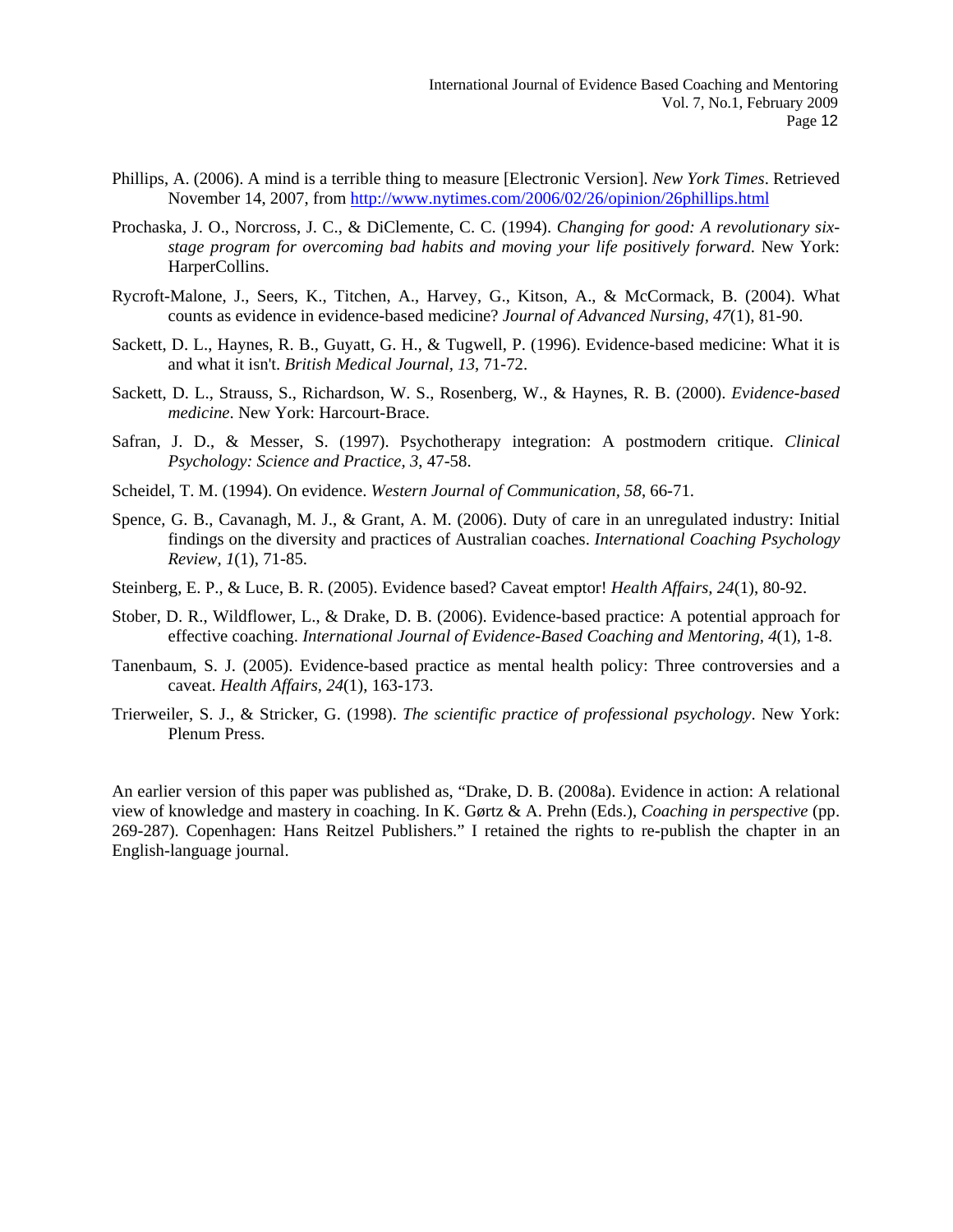Phillips, A. (2006). A mind is a terrible thing to measure [Electronic Version]. *New York Times*. Retrieved November 14, 2007, from http://www.nytimes.com/2006/02/26/opinion/26phillips.html

Prochaska, J. O., Norcross, J. C., & DiClemente, C. C. (1994). *Changing for good: A revolutionary six-stage program for overcoming bad habits and moving your life positively forward.* New York: HarperCollins.

Rycroft-Malone, J., Seers, K., Titchen, A., Harvey, G., Kitson, A., & McCormack, B. (2004). What counts as evidence in evidence-based medicine? *Journal of Advanced Nursing, 47*(1), 81-90.

Sackett, D. L., Haynes, R. B., Guyatt, G. H., & Tugwell, P. (1996). Evidence-based medicine: What it is and what it isn't. *British Medical Journal, 13*, 71-72.

Sackett, D. L., Strauss, S., Richardson, W. S., Rosenberg, W., & Haynes, R. B. (2000). *Evidence-based medicine*. New York: Harcourt-Brace.

Safran, J. D., & Messer, S. (1997). Psychotherapy integration: A postmodern critique. *Clinical Psychology: Science and Practice, 3*, 47-58.

Scheidel, T. M. (1994). On evidence. *Western Journal of Communication, 58*, 66-71.

Spence, G. B., Cavanagh, M. J., & Grant, A. M. (2006). Duty of care in an unregulated industry: Initial findings on the diversity and practices of Australian coaches. *International Coaching Psychology Review, 1*(1), 71-85.

Steinberg, E. P., & Luce, B. R. (2005). Evidence based? Caveat emptor! *Health Affairs, 24*(1), 80-92.

Stober, D. R., Wildflower, L., & Drake, D. B. (2006). Evidence-based practice: A potential approach for effective coaching. *International Journal of Evidence-Based Coaching and Mentoring, 4*(1), 1-8.

Tanenbaum, S. J. (2005). Evidence-based practice as mental health policy: Three controversies and a caveat. *Health Affairs, 24*(1), 163-173.

Trierweiler, S. J., & Stricker, G. (1998). *The scientific practice of professional psychology*. New York: Plenum Press.

An earlier version of this paper was published as, "Drake, D. B. (2008a). Evidence in action: A relational view of knowledge and mastery in coaching. In K. Gørtz & A. Prehn (Eds.), *Coaching in perspective* (pp. 269-287). Copenhagen: Hans Reitzel Publishers." I retained the rights to re-publish the chapter in an English-language journal.